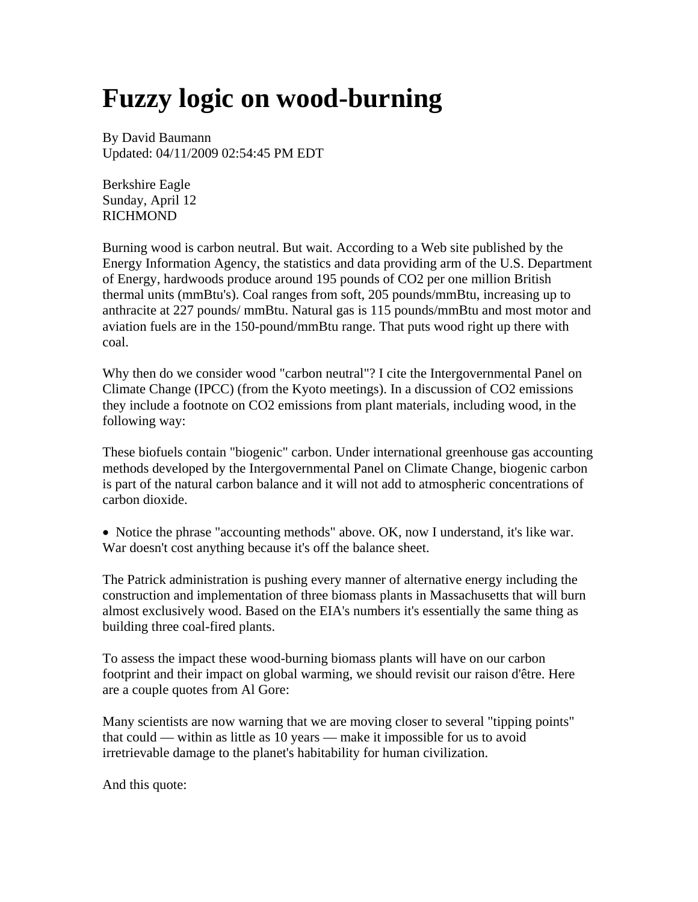# Fuzzy logic on wood-burning

By David Baumann
Updated: 04/11/2009 02:54:45 PM EDT

Berkshire Eagle
Sunday, April 12
RICHMOND

Burning wood is carbon neutral. But wait. According to a Web site published by the Energy Information Agency, the statistics and data providing arm of the U.S. Department of Energy, hardwoods produce around 195 pounds of $CO_2$ per one million British thermal units (mmBtu's). Coal ranges from soft, 205 pounds/mmBtu, increasing up to anthracite at 227 pounds/ mmBtu. Natural gas is 115 pounds/mmBtu and most motor and aviation fuels are in the 150-pound/mmBtu range. That puts wood right up there with coal.

Why then do we consider wood "carbon neutral"? I cite the Intergovernmental Panel on Climate Change (IPCC) (from the Kyoto meetings). In a discussion of $CO_2$ emissions they include a footnote on $CO_2$ emissions from plant materials, including wood, in the following way:

These biofuels contain "biogenic" carbon. Under international greenhouse gas accounting methods developed by the Intergovernmental Panel on Climate Change, biogenic carbon is part of the natural carbon balance and it will not add to atmospheric concentrations of carbon dioxide.

- Notice the phrase "accounting methods" above. OK, now I understand, it's like war. War doesn't cost anything because it's off the balance sheet.

The Patrick administration is pushing every manner of alternative energy including the construction and implementation of three biomass plants in Massachusetts that will burn almost exclusively wood. Based on the EIA's numbers it's essentially the same thing as building three coal-fired plants.

To assess the impact these wood-burning biomass plants will have on our carbon footprint and their impact on global warming, we should revisit our raison d'être. Here are a couple quotes from Al Gore:

Many scientists are now warning that we are moving closer to several "tipping points" that could — within as little as 10 years — make it impossible for us to avoid irretrievable damage to the planet's habitability for human civilization.

And this quote: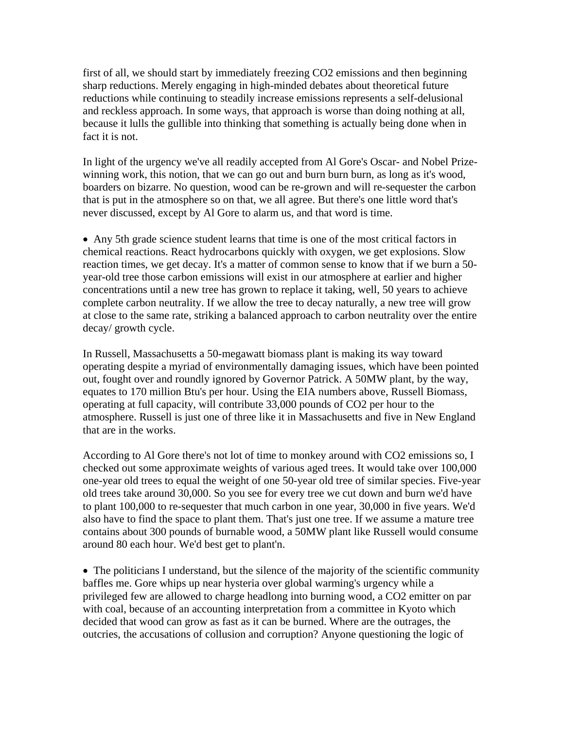first of all, we should start by immediately freezing $CO_2$ emissions and then beginning sharp reductions. Merely engaging in high-minded debates about theoretical future reductions while continuing to steadily increase emissions represents a self-delusional and reckless approach. In some ways, that approach is worse than doing nothing at all, because it lulls the gullible into thinking that something is actually being done when in fact it is not.

In light of the urgency we've all readily accepted from Al Gore's Oscar- and Nobel Prize-winning work, this notion, that we can go out and burn burn burn, as long as it's wood, boarders on bizarre. No question, wood can be re-grown and will re-sequester the carbon that is put in the atmosphere so on that, we all agree. But there's one little word that's never discussed, except by Al Gore to alarm us, and that word is time.

- Any 5th grade science student learns that time is one of the most critical factors in chemical reactions. React hydrocarbons quickly with oxygen, we get explosions. Slow reaction times, we get decay. It's a matter of common sense to know that if we burn a 50-year-old tree those carbon emissions will exist in our atmosphere at earlier and higher concentrations until a new tree has grown to replace it taking, well, 50 years to achieve complete carbon neutrality. If we allow the tree to decay naturally, a new tree will grow at close to the same rate, striking a balanced approach to carbon neutrality over the entire decay/ growth cycle.

In Russell, Massachusetts a 50-megawatt biomass plant is making its way toward operating despite a myriad of environmentally damaging issues, which have been pointed out, fought over and roundly ignored by Governor Patrick. A 50MW plant, by the way, equates to 170 million Btu's per hour. Using the EIA numbers above, Russell Biomass, operating at full capacity, will contribute 33,000 pounds of $CO_2$ per hour to the atmosphere. Russell is just one of three like it in Massachusetts and five in New England that are in the works.

According to Al Gore there's not lot of time to monkey around with $CO_2$ emissions so, I checked out some approximate weights of various aged trees. It would take over 100,000 one-year old trees to equal the weight of one 50-year old tree of similar species. Five-year old trees take around 30,000. So you see for every tree we cut down and burn we'd have to plant 100,000 to re-sequester that much carbon in one year, 30,000 in five years. We'd also have to find the space to plant them. That's just one tree. If we assume a mature tree contains about 300 pounds of burnable wood, a 50MW plant like Russell would consume around 80 each hour. We'd best get to plant'n.

- The politicians I understand, but the silence of the majority of the scientific community baffles me. Gore whips up near hysteria over global warming's urgency while a privileged few are allowed to charge headlong into burning wood, a $CO_2$ emitter on par with coal, because of an accounting interpretation from a committee in Kyoto which decided that wood can grow as fast as it can be burned. Where are the outrages, the outcries, the accusations of collusion and corruption? Anyone questioning the logic of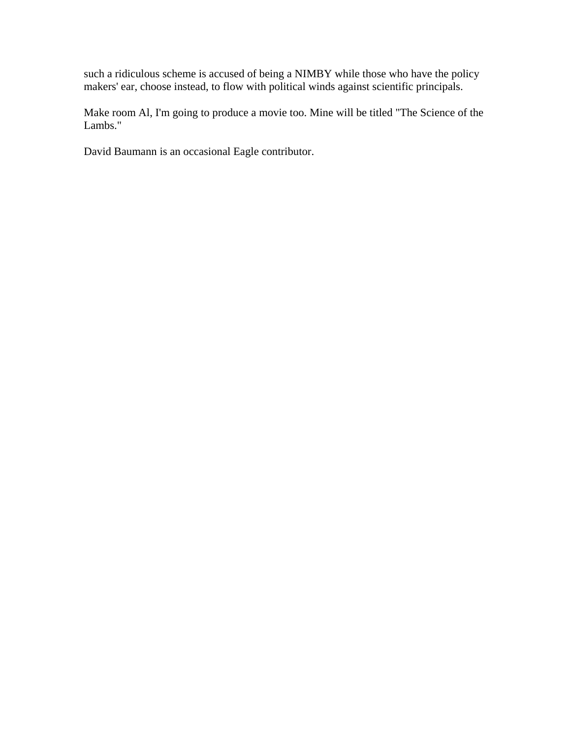such a ridiculous scheme is accused of being a NIMBY while those who have the policy makers' ear, choose instead, to flow with political winds against scientific principals.

Make room Al, I'm going to produce a movie too. Mine will be titled "The Science of the Lambs."

David Baumann is an occasional Eagle contributor.